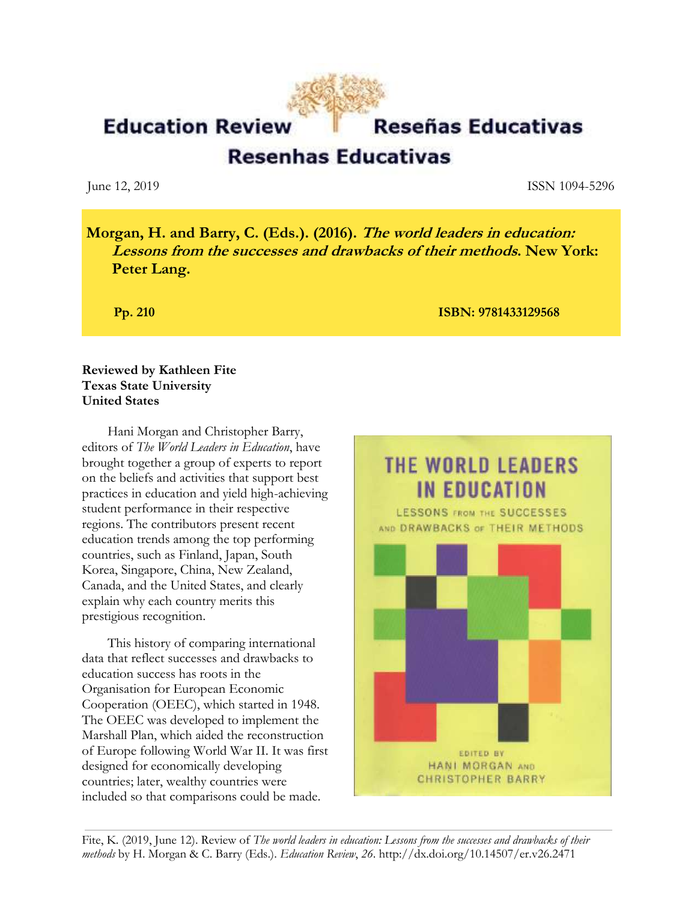# Education Review / Reseñas Educativas / Resenhas Educativas

June 12, 2019 ISSN 1094-5296

**Morgan, H. and Barry, C. (Eds.). (2016). *The world leaders in education: Lessons from the successes and drawbacks of their methods.* New York: Peter Lang.**

**Pp. 210** **ISBN: 9781433129568**

**Reviewed by Kathleen Fite**
**Texas State University**
**United States**

Hani Morgan and Christopher Barry, editors of *The World Leaders in Education*, have brought together a group of experts to report on the beliefs and activities that support best practices in education and yield high-achieving student performance in their respective regions. The contributors present recent education trends among the top performing countries, such as Finland, Japan, South Korea, Singapore, China, New Zealand, Canada, and the United States, and clearly explain why each country merits this prestigious recognition.

This history of comparing international data that reflect successes and drawbacks to education success has roots in the Organisation for European Economic Cooperation (OEEC), which started in 1948. The OEEC was developed to implement the Marshall Plan, which aided the reconstruction of Europe following World War II. It was first designed for economically developing countries; later, wealthy countries were included so that comparisons could be made.

Fite, K. (2019, June 12). Review of *The world leaders in education: Lessons from the successes and drawbacks of their methods* by H. Morgan & C. Barry (Eds.). *Education Review, 26*. http://dx.doi.org/10.14507/er.v26.2471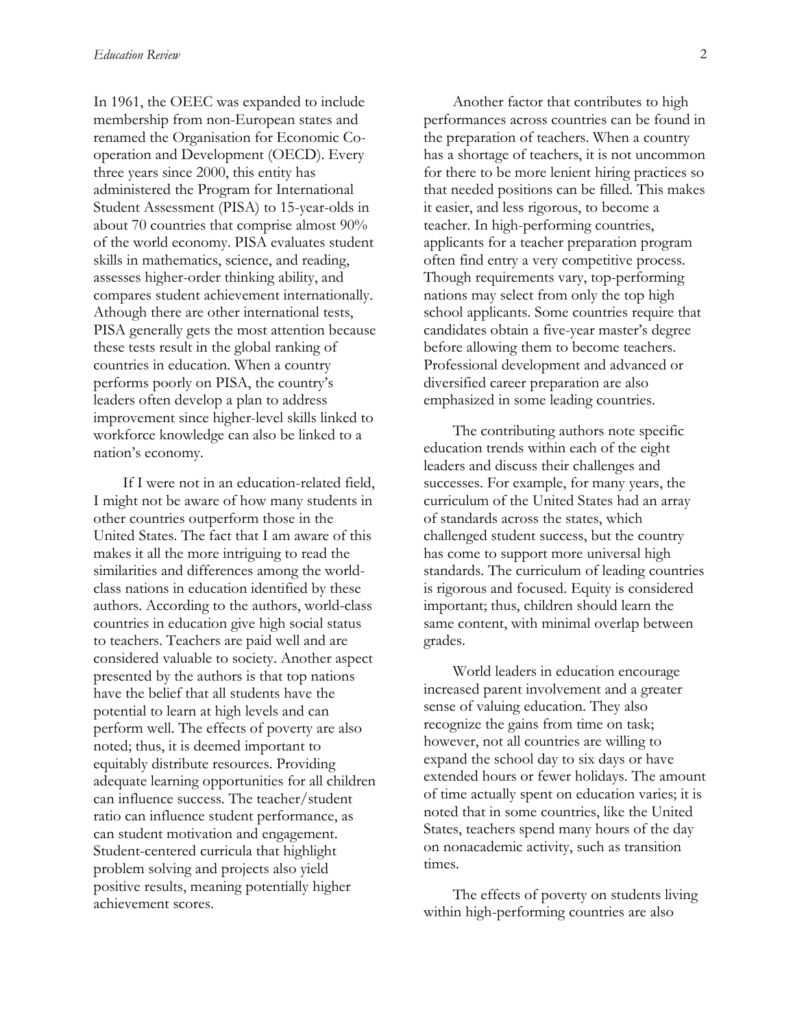In 1961, the OEEC was expanded to include membership from non-European states and renamed the Organisation for Economic Co-operation and Development (OECD). Every three years since 2000, this entity has administered the Program for International Student Assessment (PISA) to 15-year-olds in about 70 countries that comprise almost 90% of the world economy. PISA evaluates student skills in mathematics, science, and reading, assesses higher-order thinking ability, and compares student achievement internationally. Athough there are other international tests, PISA generally gets the most attention because these tests result in the global ranking of countries in education. When a country performs poorly on PISA, the country's leaders often develop a plan to address improvement since higher-level skills linked to workforce knowledge can also be linked to a nation's economy.

If I were not in an education-related field, I might not be aware of how many students in other countries outperform those in the United States. The fact that I am aware of this makes it all the more intriguing to read the similarities and differences among the world-class nations in education identified by these authors. According to the authors, world-class countries in education give high social status to teachers. Teachers are paid well and are considered valuable to society. Another aspect presented by the authors is that top nations have the belief that all students have the potential to learn at high levels and can perform well. The effects of poverty are also noted; thus, it is deemed important to equitably distribute resources. Providing adequate learning opportunities for all children can influence success. The teacher/student ratio can influence student performance, as can student motivation and engagement. Student-centered curricula that highlight problem solving and projects also yield positive results, meaning potentially higher achievement scores.

Another factor that contributes to high performances across countries can be found in the preparation of teachers. When a country has a shortage of teachers, it is not uncommon for there to be more lenient hiring practices so that needed positions can be filled. This makes it easier, and less rigorous, to become a teacher. In high-performing countries, applicants for a teacher preparation program often find entry a very competitive process. Though requirements vary, top-performing nations may select from only the top high school applicants. Some countries require that candidates obtain a five-year master's degree before allowing them to become teachers. Professional development and advanced or diversified career preparation are also emphasized in some leading countries.

The contributing authors note specific education trends within each of the eight leaders and discuss their challenges and successes. For example, for many years, the curriculum of the United States had an array of standards across the states, which challenged student success, but the country has come to support more universal high standards. The curriculum of leading countries is rigorous and focused. Equity is considered important; thus, children should learn the same content, with minimal overlap between grades.

World leaders in education encourage increased parent involvement and a greater sense of valuing education. They also recognize the gains from time on task; however, not all countries are willing to expand the school day to six days or have extended hours or fewer holidays. The amount of time actually spent on education varies; it is noted that in some countries, like the United States, teachers spend many hours of the day on nonacademic activity, such as transition times.

The effects of poverty on students living within high-performing countries are also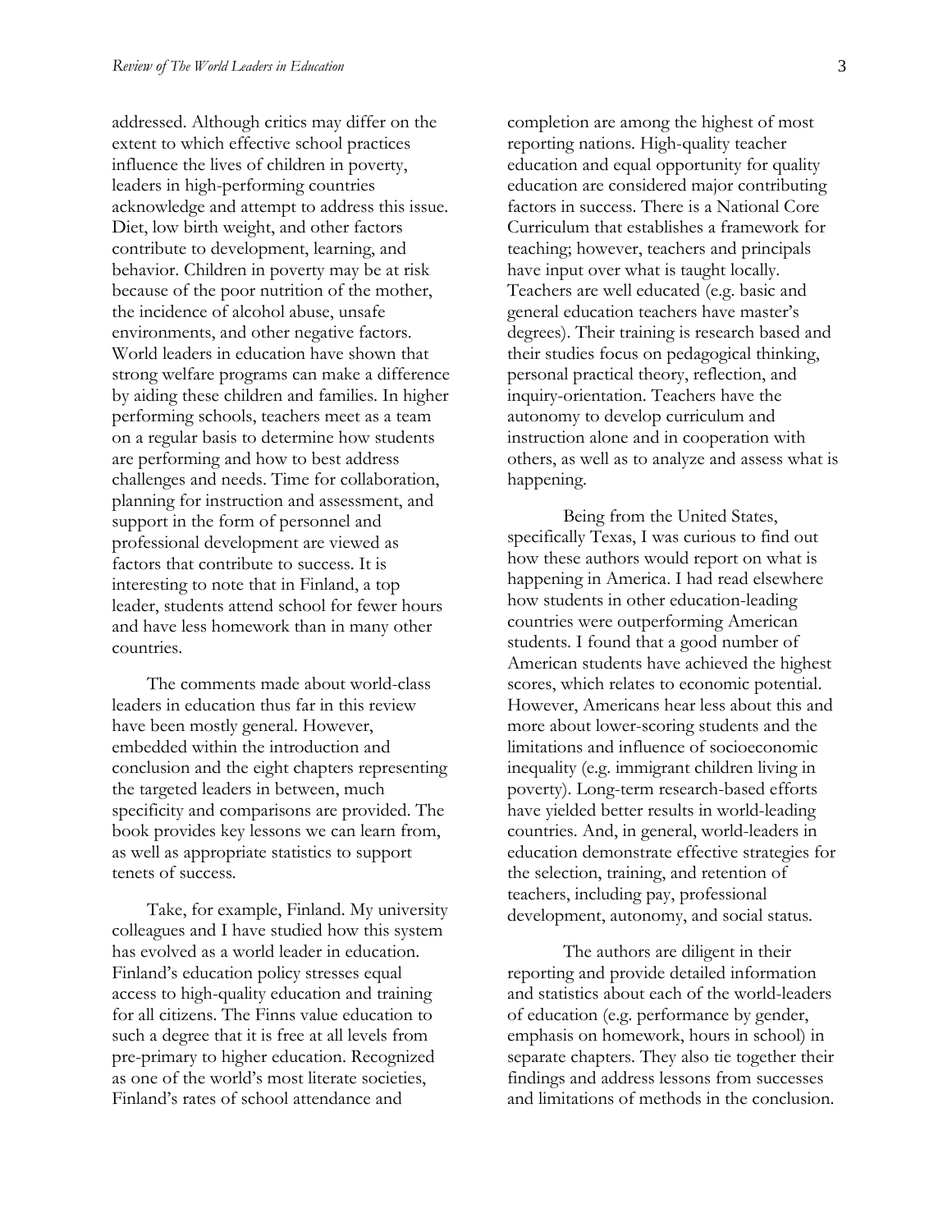addressed. Although critics may differ on the extent to which effective school practices influence the lives of children in poverty, leaders in high-performing countries acknowledge and attempt to address this issue. Diet, low birth weight, and other factors contribute to development, learning, and behavior. Children in poverty may be at risk because of the poor nutrition of the mother, the incidence of alcohol abuse, unsafe environments, and other negative factors. World leaders in education have shown that strong welfare programs can make a difference by aiding these children and families. In higher performing schools, teachers meet as a team on a regular basis to determine how students are performing and how to best address challenges and needs. Time for collaboration, planning for instruction and assessment, and support in the form of personnel and professional development are viewed as factors that contribute to success. It is interesting to note that in Finland, a top leader, students attend school for fewer hours and have less homework than in many other countries.

The comments made about world-class leaders in education thus far in this review have been mostly general. However, embedded within the introduction and conclusion and the eight chapters representing the targeted leaders in between, much specificity and comparisons are provided. The book provides key lessons we can learn from, as well as appropriate statistics to support tenets of success.

Take, for example, Finland. My university colleagues and I have studied how this system has evolved as a world leader in education. Finland's education policy stresses equal access to high-quality education and training for all citizens. The Finns value education to such a degree that it is free at all levels from pre-primary to higher education. Recognized as one of the world's most literate societies, Finland's rates of school attendance and completion are among the highest of most reporting nations. High-quality teacher education and equal opportunity for quality education are considered major contributing factors in success. There is a National Core Curriculum that establishes a framework for teaching; however, teachers and principals have input over what is taught locally. Teachers are well educated (e.g. basic and general education teachers have master's degrees). Their training is research based and their studies focus on pedagogical thinking, personal practical theory, reflection, and inquiry-orientation. Teachers have the autonomy to develop curriculum and instruction alone and in cooperation with others, as well as to analyze and assess what is happening.

Being from the United States, specifically Texas, I was curious to find out how these authors would report on what is happening in America. I had read elsewhere how students in other education-leading countries were outperforming American students. I found that a good number of American students have achieved the highest scores, which relates to economic potential. However, Americans hear less about this and more about lower-scoring students and the limitations and influence of socioeconomic inequality (e.g. immigrant children living in poverty). Long-term research-based efforts have yielded better results in world-leading countries. And, in general, world-leaders in education demonstrate effective strategies for the selection, training, and retention of teachers, including pay, professional development, autonomy, and social status.

The authors are diligent in their reporting and provide detailed information and statistics about each of the world-leaders of education (e.g. performance by gender, emphasis on homework, hours in school) in separate chapters. They also tie together their findings and address lessons from successes and limitations of methods in the conclusion.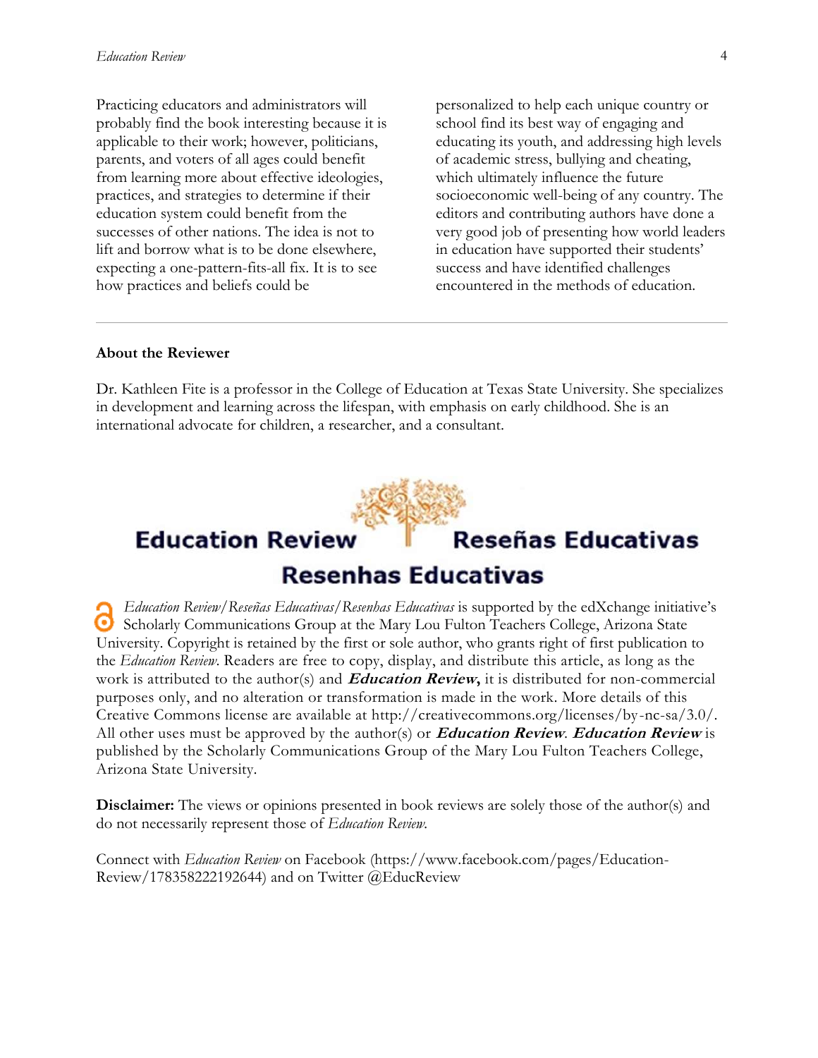Practicing educators and administrators will probably find the book interesting because it is applicable to their work; however, politicians, parents, and voters of all ages could benefit from learning more about effective ideologies, practices, and strategies to determine if their education system could benefit from the successes of other nations. The idea is not to lift and borrow what is to be done elsewhere, expecting a one-pattern-fits-all fix. It is to see how practices and beliefs could be personalized to help each unique country or school find its best way of engaging and educating its youth, and addressing high levels of academic stress, bullying and cheating, which ultimately influence the future socioeconomic well-being of any country. The editors and contributing authors have done a very good job of presenting how world leaders in education have supported their students' success and have identified challenges encountered in the methods of education.

---

**About the Reviewer**

Dr. Kathleen Fite is a professor in the College of Education at Texas State University. She specializes in development and learning across the lifespan, with emphasis on early childhood. She is an international advocate for children, a researcher, and a consultant.

**Education Review** **Reseñas Educativas**
**Resenhas Educativas**

*Education Review/Reseñas Educativas/Resenhas Educativas* is supported by the edXchange initiative's Scholarly Communications Group at the Mary Lou Fulton Teachers College, Arizona State University. Copyright is retained by the first or sole author, who grants right of first publication to the *Education Review*. Readers are free to copy, display, and distribute this article, as long as the work is attributed to the author(s) and ***Education Review*,** it is distributed for non-commercial purposes only, and no alteration or transformation is made in the work. More details of this Creative Commons license are available at http://creativecommons.org/licenses/by-nc-sa/3.0/. All other uses must be approved by the author(s) or ***Education Review***. ***Education Review*** is published by the Scholarly Communications Group of the Mary Lou Fulton Teachers College, Arizona State University.

**Disclaimer:** The views or opinions presented in book reviews are solely those of the author(s) and do not necessarily represent those of *Education Review*.

Connect with *Education Review* on Facebook (https://www.facebook.com/pages/Education-Review/178358222192644) and on Twitter @EducReview